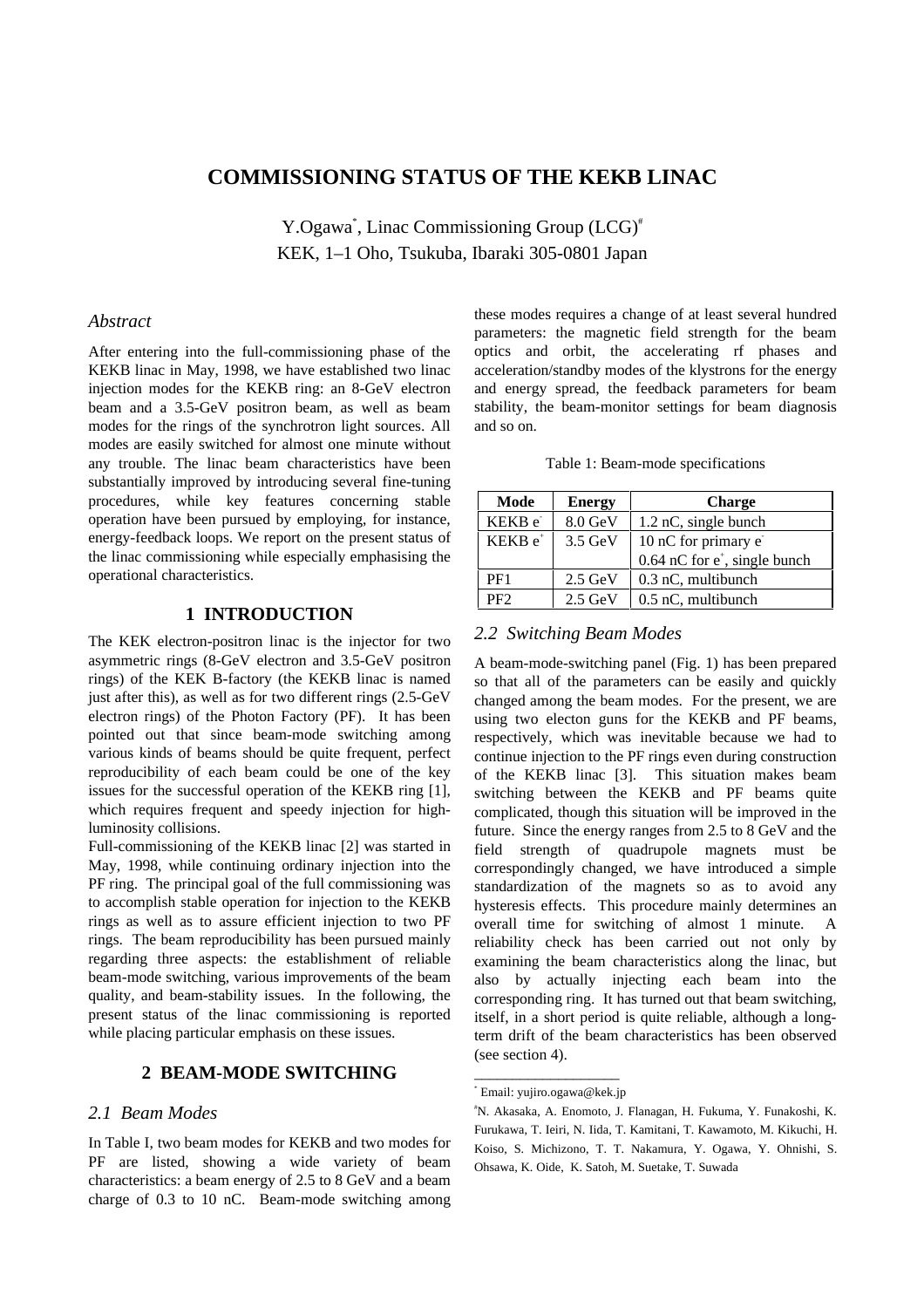# COMMISSIONING STATUS OF THE KEKB LINAC

Y.Ogawa*, Linac Commissioning Group (LCG)#
KEK, 1–1 Oho, Tsukuba, Ibaraki 305-0801 Japan

## *Abstract*

After entering into the full-commissioning phase of the KEKB linac in May, 1998, we have established two linac injection modes for the KEKB ring: an 8-GeV electron beam and a 3.5-GeV positron beam, as well as beam modes for the rings of the synchrotron light sources. All modes are easily switched for almost one minute without any trouble. The linac beam characteristics have been substantially improved by introducing several fine-tuning procedures, while key features concerning stable operation have been pursued by employing, for instance, energy-feedback loops. We report on the present status of the linac commissioning while especially emphasising the operational characteristics.

## 1 INTRODUCTION

The KEK electron-positron linac is the injector for two asymmetric rings (8-GeV electron and 3.5-GeV positron rings) of the KEK B-factory (the KEKB linac is named just after this), as well as for two different rings (2.5-GeV electron rings) of the Photon Factory (PF). It has been pointed out that since beam-mode switching among various kinds of beams should be quite frequent, perfect reproducibility of each beam could be one of the key issues for the successful operation of the KEKB ring [1], which requires frequent and speedy injection for high-luminosity collisions.

Full-commissioning of the KEKB linac [2] was started in May, 1998, while continuing ordinary injection into the PF ring. The principal goal of the full commissioning was to accomplish stable operation for injection to the KEKB rings as well as to assure efficient injection to two PF rings. The beam reproducibility has been pursued mainly regarding three aspects: the establishment of reliable beam-mode switching, various improvements of the beam quality, and beam-stability issues. In the following, the present status of the linac commissioning is reported while placing particular emphasis on these issues.

## 2 BEAM-MODE SWITCHING

### *2.1 Beam Modes*

In Table I, two beam modes for KEKB and two modes for PF are listed, showing a wide variety of beam characteristics: a beam energy of 2.5 to 8 GeV and a beam charge of 0.3 to 10 nC. Beam-mode switching among these modes requires a change of at least several hundred parameters: the magnetic field strength for the beam optics and orbit, the accelerating rf phases and acceleration/standby modes of the klystrons for the energy and energy spread, the feedback parameters for beam stability, the beam-monitor settings for beam diagnosis and so on.

Table 1: Beam-mode specifications

| Mode | Energy | Charge |
|---|---|---|
| KEKB $e^-$ | 8.0 GeV | 1.2 nC, single bunch |
| KEKB $e^+$ | 3.5 GeV | 10 nC for primary $e^-$<br>0.64 nC for $e^+$, single bunch |
| PF1 | 2.5 GeV | 0.3 nC, multibunch |
| PF2 | 2.5 GeV | 0.5 nC, multibunch |

### *2.2 Switching Beam Modes*

A beam-mode-switching panel (Fig. 1) has been prepared so that all of the parameters can be easily and quickly changed among the beam modes. For the present, we are using two electon guns for the KEKB and PF beams, respectively, which was inevitable because we had to continue injection to the PF rings even during construction of the KEKB linac [3]. This situation makes beam switching between the KEKB and PF beams quite complicated, though this situation will be improved in the future. Since the energy ranges from 2.5 to 8 GeV and the field strength of quadrupole magnets must be correspondingly changed, we have introduced a simple standardization of the magnets so as to avoid any hysteresis effects. This procedure mainly determines an overall time for switching of almost 1 minute. A reliability check has been carried out not only by examining the beam characteristics along the linac, but also by actually injecting each beam into the corresponding ring. It has turned out that beam switching, itself, in a short period is quite reliable, although a long-term drift of the beam characteristics has been observed (see section 4).

---

\* Email: yujiro.ogawa@kek.jp

\# N. Akasaka, A. Enomoto, J. Flanagan, H. Fukuma, Y. Funakoshi, K. Furukawa, T. Ieiri, N. Iida, T. Kamitani, T. Kawamoto, M. Kikuchi, H. Koiso, S. Michizono, T. T. Nakamura, Y. Ogawa, Y. Ohnishi, S. Ohsawa, K. Oide, K. Satoh, M. Suetake, T. Suwada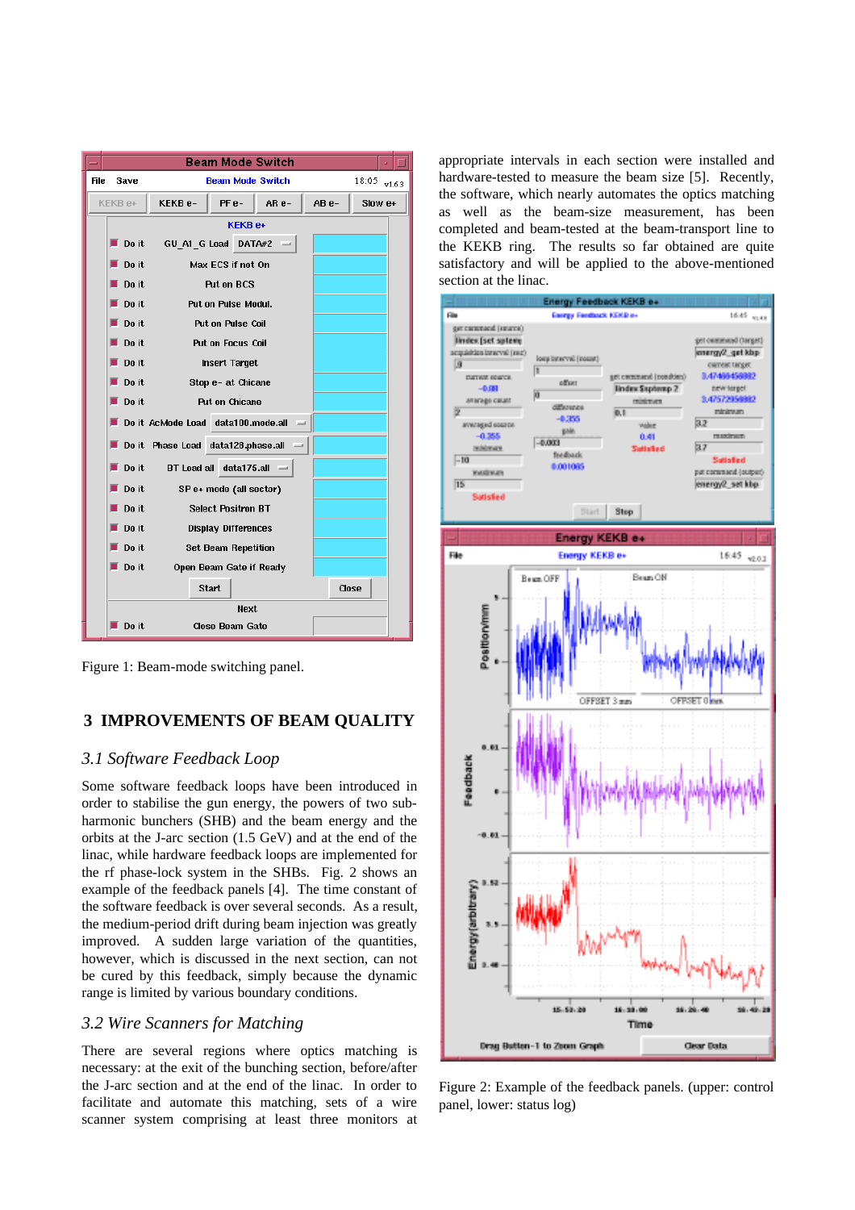Figure 1: Beam-mode switching panel.

## 3 IMPROVEMENTS OF BEAM QUALITY

### 3.1 Software Feedback Loop

Some software feedback loops have been introduced in order to stabilise the gun energy, the powers of two sub-harmonic bunchers (SHB) and the beam energy and the orbits at the J-arc section (1.5 GeV) and at the end of the linac, while hardware feedback loops are implemented for the rf phase-lock system in the SHBs. Fig. 2 shows an example of the feedback panels [4]. The time constant of the software feedback is over several seconds. As a result, the medium-period drift during beam injection was greatly improved. A sudden large variation of the quantities, however, which is discussed in the next section, can not be cured by this feedback, simply because the dynamic range is limited by various boundary conditions.

### 3.2 Wire Scanners for Matching

There are several regions where optics matching is necessary: at the exit of the bunching section, before/after the J-arc section and at the end of the linac. In order to facilitate and automate this matching, sets of a wire scanner system comprising at least three monitors at appropriate intervals in each section were installed and hardware-tested to measure the beam size [5]. Recently, the software, which nearly automates the optics matching as well as the beam-size measurement, has been completed and beam-tested at the beam-transport line to the KEKB ring. The results so far obtained are quite satisfactory and will be applied to the above-mentioned section at the linac.

Figure 2: Example of the feedback panels. (upper: control panel, lower: status log)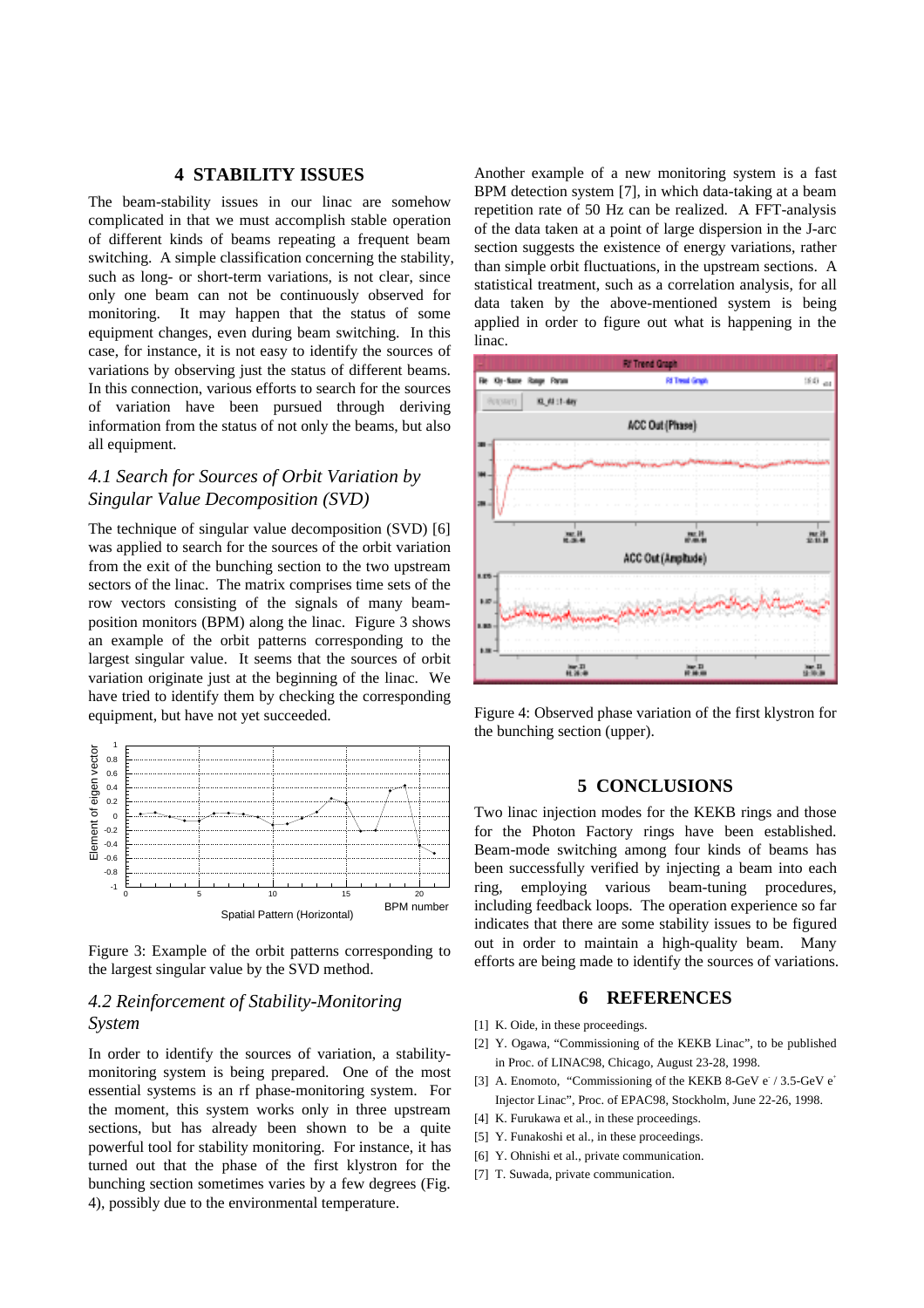## 4 STABILITY ISSUES

The beam-stability issues in our linac are somehow complicated in that we must accomplish stable operation of different kinds of beams repeating a frequent beam switching. A simple classification concerning the stability, such as long- or short-term variations, is not clear, since only one beam can not be continuously observed for monitoring. It may happen that the status of some equipment changes, even during beam switching. In this case, for instance, it is not easy to identify the sources of variations by observing just the status of different beams. In this connection, various efforts to search for the sources of variation have been pursued through deriving information from the status of not only the beams, but also all equipment.

### *4.1 Search for Sources of Orbit Variation by Singular Value Decomposition (SVD)*

The technique of singular value decomposition (SVD) [6] was applied to search for the sources of the orbit variation from the exit of the bunching section to the two upstream sectors of the linac. The matrix comprises time sets of the row vectors consisting of the signals of many beam-position monitors (BPM) along the linac. Figure 3 shows an example of the orbit patterns corresponding to the largest singular value. It seems that the sources of orbit variation originate just at the beginning of the linac. We have tried to identify them by checking the corresponding equipment, but have not yet succeeded.

Element of eigen vector
1
0.8
0.6
0.4
0.2
0
-0.2
-0.4
-0.6
-0.8
-1
0
5
10
15
20
BPM number
Spatial Pattern (Horizontal)

Figure 3: Example of the orbit patterns corresponding to the largest singular value by the SVD method.

### *4.2 Reinforcement of Stability-Monitoring System*

In order to identify the sources of variation, a stability-monitoring system is being prepared. One of the most essential systems is an rf phase-monitoring system. For the moment, this system works only in three upstream sections, but has already been shown to be a quite powerful tool for stability monitoring. For instance, it has turned out that the phase of the first klystron for the bunching section sometimes varies by a few degrees (Fig. 4), possibly due to the environmental temperature.

Another example of a new monitoring system is a fast BPM detection system [7], in which data-taking at a beam repetition rate of 50 Hz can be realized. A FFT-analysis of the data taken at a point of large dispersion in the J-arc section suggests the existence of energy variations, rather than simple orbit fluctuations, in the upstream sections. A statistical treatment, such as a correlation analysis, for all data taken by the above-mentioned system is being applied in order to figure out what is happening in the linac.

RF Trend Graph
ACC Out (Phase)
ACC Out (Amplitude)

Figure 4: Observed phase variation of the first klystron for the bunching section (upper).

## 5 CONCLUSIONS

Two linac injection modes for the KEKB rings and those for the Photon Factory rings have been established. Beam-mode switching among four kinds of beams has been successfully verified by injecting a beam into each ring, employing various beam-tuning procedures, including feedback loops. The operation experience so far indicates that there are some stability issues to be figured out in order to maintain a high-quality beam. Many efforts are being made to identify the sources of variations.

## 6 REFERENCES

[1] K. Oide, in these proceedings.

[2] Y. Ogawa, "Commissioning of the KEKB Linac", to be published in Proc. of LINAC98, Chicago, August 23-28, 1998.

[3] A. Enomoto, "Commissioning of the KEKB 8-GeV $e^-$ / 3.5-GeV $e^+$ Injector Linac", Proc. of EPAC98, Stockholm, June 22-26, 1998.

[4] K. Furukawa et al., in these proceedings.

[5] Y. Funakoshi et al., in these proceedings.

[6] Y. Ohnishi et al., private communication.

[7] T. Suwada, private communication.